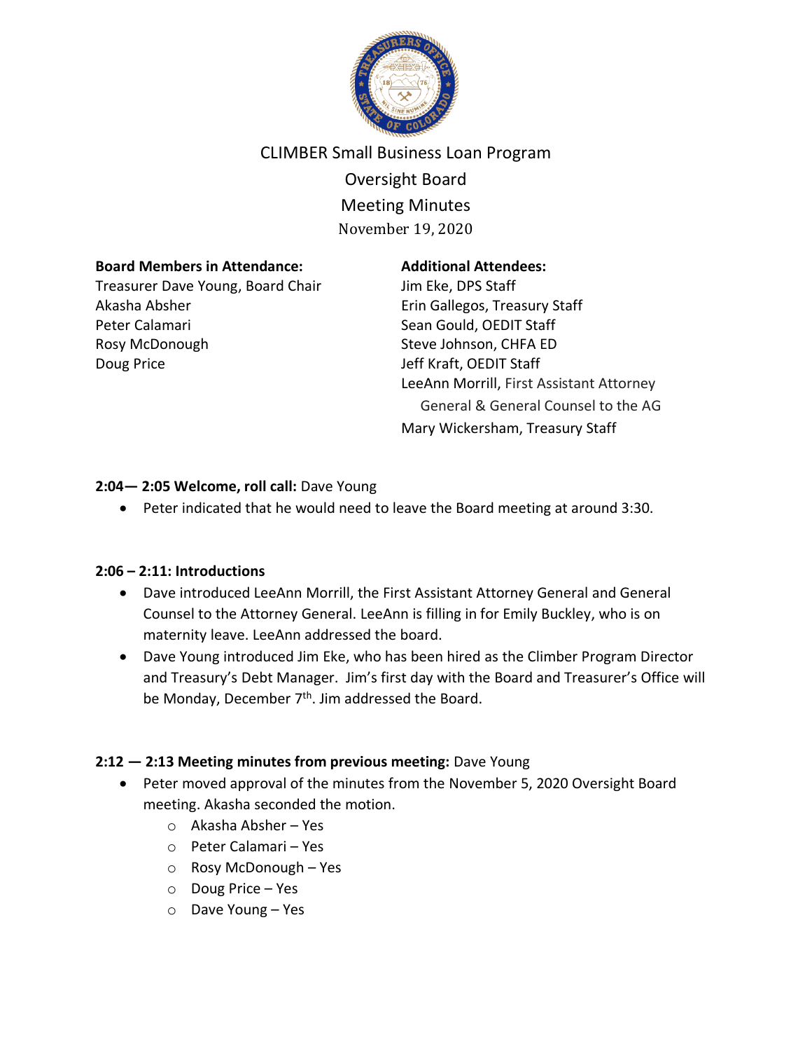# CLIMBER Small Business Loan Program
## Oversight Board
## Meeting Minutes
November 19, 2020

**Board Members in Attendance:**
Treasurer Dave Young, Board Chair
Akasha Absher
Peter Calamari
Rosy McDonough
Doug Price

**Additional Attendees:**
Jim Eke, DPS Staff
Erin Gallegos, Treasury Staff
Sean Gould, OEDIT Staff
Steve Johnson, CHFA ED
Jeff Kraft, OEDIT Staff
LeeAnn Morrill, First Assistant Attorney General & General Counsel to the AG
Mary Wickersham, Treasury Staff

**2:04— 2:05 Welcome, roll call:** Dave Young

- Peter indicated that he would need to leave the Board meeting at around 3:30.

**2:06 – 2:11: Introductions**

- Dave introduced LeeAnn Morrill, the First Assistant Attorney General and General Counsel to the Attorney General. LeeAnn is filling in for Emily Buckley, who is on maternity leave. LeeAnn addressed the board.
- Dave Young introduced Jim Eke, who has been hired as the Climber Program Director and Treasury's Debt Manager. Jim's first day with the Board and Treasurer's Office will be Monday, December 7th. Jim addressed the Board.

**2:12 — 2:13 Meeting minutes from previous meeting:** Dave Young

- Peter moved approval of the minutes from the November 5, 2020 Oversight Board meeting. Akasha seconded the motion.
  - Akasha Absher – Yes
  - Peter Calamari – Yes
  - Rosy McDonough – Yes
  - Doug Price – Yes
  - Dave Young – Yes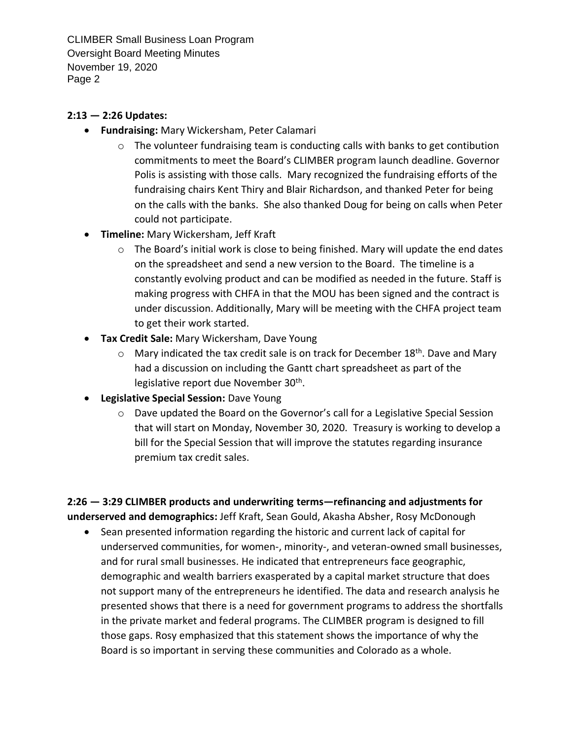**2:13 — 2:26 Updates:**

- **Fundraising:** Mary Wickersham, Peter Calamari
  - The volunteer fundraising team is conducting calls with banks to get contibution commitments to meet the Board's CLIMBER program launch deadline. Governor Polis is assisting with those calls. Mary recognized the fundraising efforts of the fundraising chairs Kent Thiry and Blair Richardson, and thanked Peter for being on the calls with the banks. She also thanked Doug for being on calls when Peter could not participate.
- **Timeline:** Mary Wickersham, Jeff Kraft
  - The Board's initial work is close to being finished. Mary will update the end dates on the spreadsheet and send a new version to the Board. The timeline is a constantly evolving product and can be modified as needed in the future. Staff is making progress with CHFA in that the MOU has been signed and the contract is under discussion. Additionally, Mary will be meeting with the CHFA project team to get their work started.
- **Tax Credit Sale:** Mary Wickersham, Dave Young
  - Mary indicated the tax credit sale is on track for December 18th. Dave and Mary had a discussion on including the Gantt chart spreadsheet as part of the legislative report due November 30th.
- **Legislative Special Session:** Dave Young
  - Dave updated the Board on the Governor's call for a Legislative Special Session that will start on Monday, November 30, 2020. Treasury is working to develop a bill for the Special Session that will improve the statutes regarding insurance premium tax credit sales.

**2:26 — 3:29 CLIMBER products and underwriting terms—refinancing and adjustments for underserved and demographics:** Jeff Kraft, Sean Gould, Akasha Absher, Rosy McDonough

- Sean presented information regarding the historic and current lack of capital for underserved communities, for women-, minority-, and veteran-owned small businesses, and for rural small businesses. He indicated that entrepreneurs face geographic, demographic and wealth barriers exasperated by a capital market structure that does not support many of the entrepreneurs he identified. The data and research analysis he presented shows that there is a need for government programs to address the shortfalls in the private market and federal programs. The CLIMBER program is designed to fill those gaps. Rosy emphasized that this statement shows the importance of why the Board is so important in serving these communities and Colorado as a whole.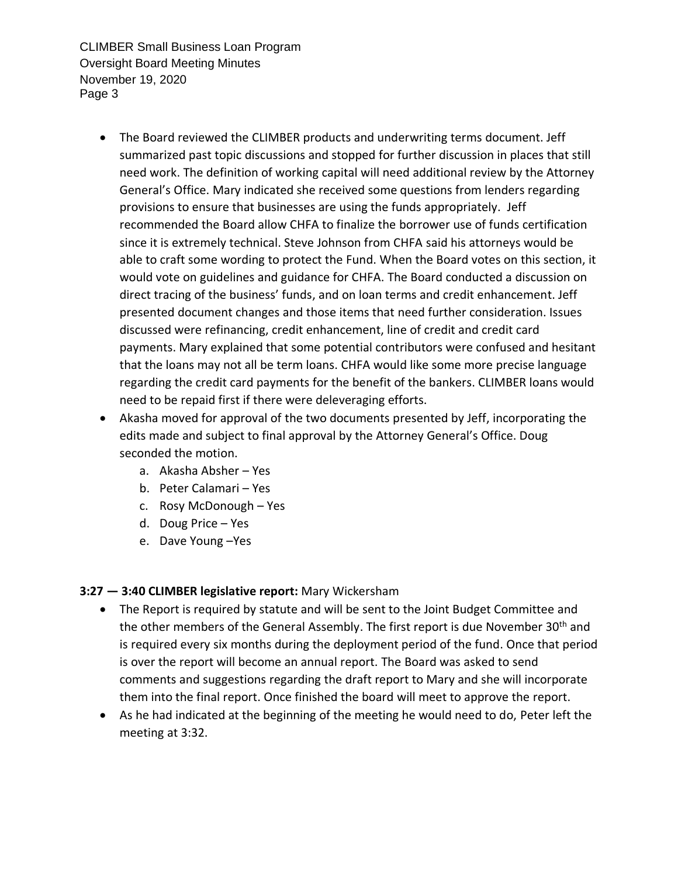- The Board reviewed the CLIMBER products and underwriting terms document. Jeff summarized past topic discussions and stopped for further discussion in places that still need work. The definition of working capital will need additional review by the Attorney General's Office. Mary indicated she received some questions from lenders regarding provisions to ensure that businesses are using the funds appropriately. Jeff recommended the Board allow CHFA to finalize the borrower use of funds certification since it is extremely technical. Steve Johnson from CHFA said his attorneys would be able to craft some wording to protect the Fund. When the Board votes on this section, it would vote on guidelines and guidance for CHFA. The Board conducted a discussion on direct tracing of the business' funds, and on loan terms and credit enhancement. Jeff presented document changes and those items that need further consideration. Issues discussed were refinancing, credit enhancement, line of credit and credit card payments. Mary explained that some potential contributors were confused and hesitant that the loans may not all be term loans. CHFA would like some more precise language regarding the credit card payments for the benefit of the bankers. CLIMBER loans would need to be repaid first if there were deleveraging efforts.
- Akasha moved for approval of the two documents presented by Jeff, incorporating the edits made and subject to final approval by the Attorney General's Office. Doug seconded the motion.
    a. Akasha Absher – Yes
    b. Peter Calamari – Yes
    c. Rosy McDonough – Yes
    d. Doug Price – Yes
    e. Dave Young –Yes

**3:27 — 3:40 CLIMBER legislative report:** Mary Wickersham

- The Report is required by statute and will be sent to the Joint Budget Committee and the other members of the General Assembly. The first report is due November 30th and is required every six months during the deployment period of the fund. Once that period is over the report will become an annual report. The Board was asked to send comments and suggestions regarding the draft report to Mary and she will incorporate them into the final report. Once finished the board will meet to approve the report.
- As he had indicated at the beginning of the meeting he would need to do, Peter left the meeting at 3:32.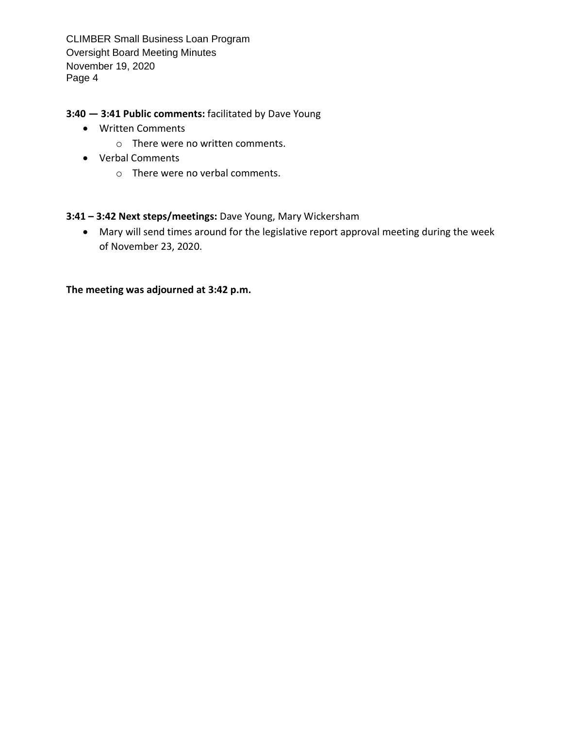**3:40 — 3:41 Public comments:** facilitated by Dave Young

- Written Comments
  - There were no written comments.
- Verbal Comments
  - There were no verbal comments.

**3:41 – 3:42 Next steps/meetings:** Dave Young, Mary Wickersham

- Mary will send times around for the legislative report approval meeting during the week of November 23, 2020.

**The meeting was adjourned at 3:42 p.m.**